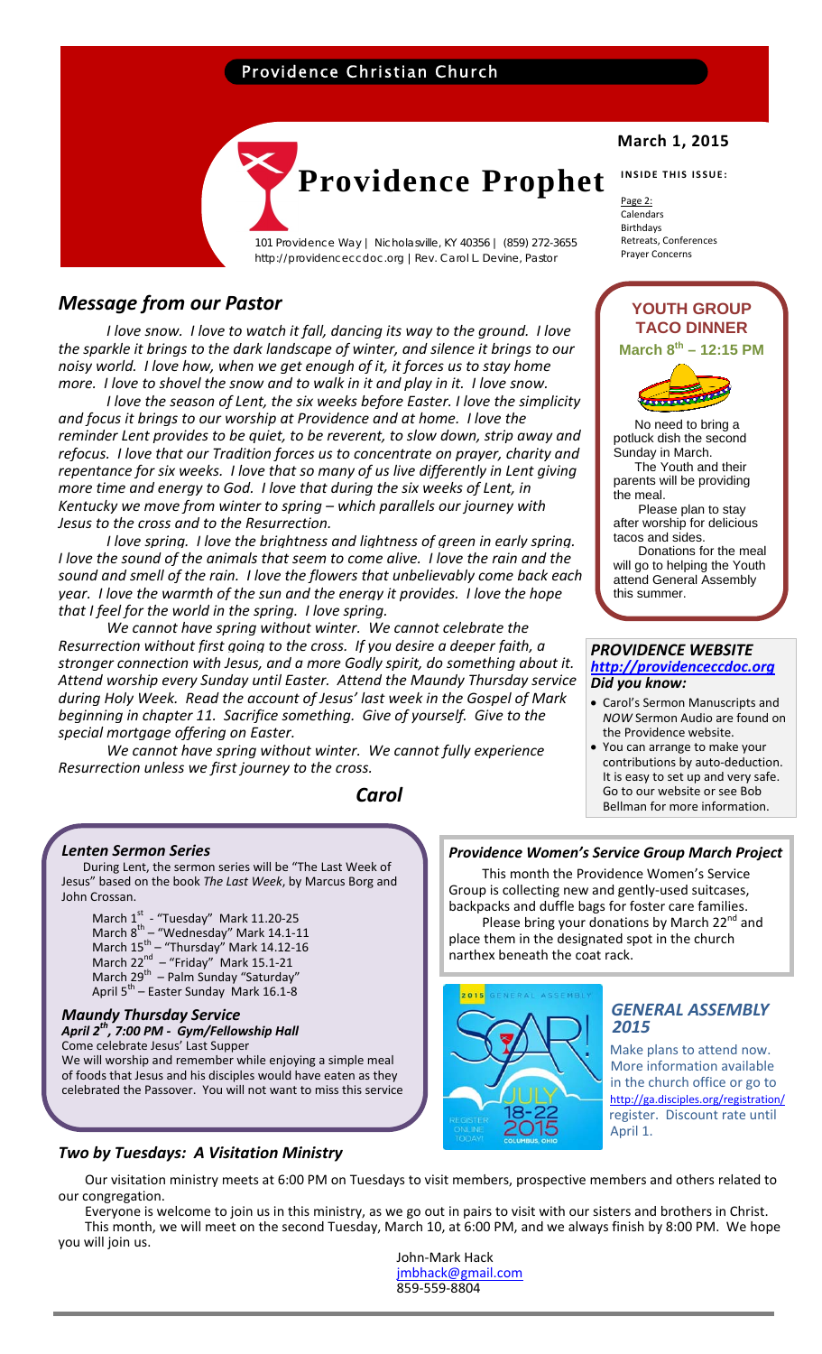Providence Christian Church

# Providence Prophet

101 Providence Way | Nicholasville, KY 40356 | (859) 272-3655
http://providenceccdoc.org | Rev. Carol L. Devine, Pastor

**March 1, 2015**

**INSIDE THIS ISSUE:**

Page 2:
Calendars
Birthdays
Retreats, Conferences
Prayer Concerns

## *Message from our Pastor*

*I love snow. I love to watch it fall, dancing its way to the ground. I love the sparkle it brings to the dark landscape of winter, and silence it brings to our noisy world. I love how, when we get enough of it, it forces us to stay home more. I love to shovel the snow and to walk in it and play in it. I love snow.*

*I love the season of Lent, the six weeks before Easter. I love the simplicity and focus it brings to our worship at Providence and at home. I love the reminder Lent provides to be quiet, to be reverent, to slow down, strip away and refocus. I love that our Tradition forces us to concentrate on prayer, charity and repentance for six weeks. I love that so many of us live differently in Lent giving more time and energy to God. I love that during the six weeks of Lent, in Kentucky we move from winter to spring – which parallels our journey with Jesus to the cross and to the Resurrection.*

*I love spring. I love the brightness and lightness of green in early spring. I love the sound of the animals that seem to come alive. I love the rain and the sound and smell of the rain. I love the flowers that unbelievably come back each year. I love the warmth of the sun and the energy it provides. I love the hope that I feel for the world in the spring. I love spring.*

*We cannot have spring without winter. We cannot celebrate the Resurrection without first going to the cross. If you desire a deeper faith, a stronger connection with Jesus, and a more Godly spirit, do something about it. Attend worship every Sunday until Easter. Attend the Maundy Thursday service during Holy Week. Read the account of Jesus' last week in the Gospel of Mark beginning in chapter 11. Sacrifice something. Give of yourself. Give to the special mortgage offering on Easter.*

*We cannot have spring without winter. We cannot fully experience Resurrection unless we first journey to the cross.*

***Carol***

### YOUTH GROUP TACO DINNER

**March 8th – 12:15 PM**

No need to bring a potluck dish the second Sunday in March.

The Youth and their parents will be providing the meal.

Please plan to stay after worship for delicious tacos and sides.

Donations for the meal will go to helping the Youth attend General Assembly this summer.

### *PROVIDENCE WEBSITE*

***http://providenceccdoc.org***

***Did you know:***

- Carol's Sermon Manuscripts and *NOW* Sermon Audio are found on the Providence website.
- You can arrange to make your contributions by auto-deduction. It is easy to set up and very safe. Go to our website or see Bob Bellman for more information.

### *Lenten Sermon Series*

During Lent, the sermon series will be "The Last Week of Jesus" based on the book *The Last Week*, by Marcus Borg and John Crossan.

March 1st - "Tuesday" Mark 11.20-25
March 8th – "Wednesday" Mark 14.1-11
March 15th – "Thursday" Mark 14.12-16
March 22nd – "Friday" Mark 15.1-21
March 29th – Palm Sunday "Saturday"
April 5th – Easter Sunday Mark 16.1-8

### *Maundy Thursday Service*

***April 2nd, 7:00 PM - Gym/Fellowship Hall***

Come celebrate Jesus' Last Supper

We will worship and remember while enjoying a simple meal of foods that Jesus and his disciples would have eaten as they celebrated the Passover. You will not want to miss this service

### *Providence Women's Service Group March Project*

This month the Providence Women's Service Group is collecting new and gently-used suitcases, backpacks and duffle bags for foster care families.

Please bring your donations by March 22nd and place them in the designated spot in the church narthex beneath the coat rack.

2015 GENERAL ASSEMBLY SOAR! JULY 18-22 2015 COLUMBUS, OHIO REGISTER ONLINE TODAY!

### *GENERAL ASSEMBLY 2015*

Make plans to attend now. More information available in the church office or go to http://ga.disciples.org/registration/ register. Discount rate until April 1.

### *Two by Tuesdays: A Visitation Ministry*

Our visitation ministry meets at 6:00 PM on Tuesdays to visit members, prospective members and others related to our congregation.

Everyone is welcome to join us in this ministry, as we go out in pairs to visit with our sisters and brothers in Christ.

This month, we will meet on the second Tuesday, March 10, at 6:00 PM, and we always finish by 8:00 PM. We hope you will join us.

John-Mark Hack
jmbhack@gmail.com
859-559-8804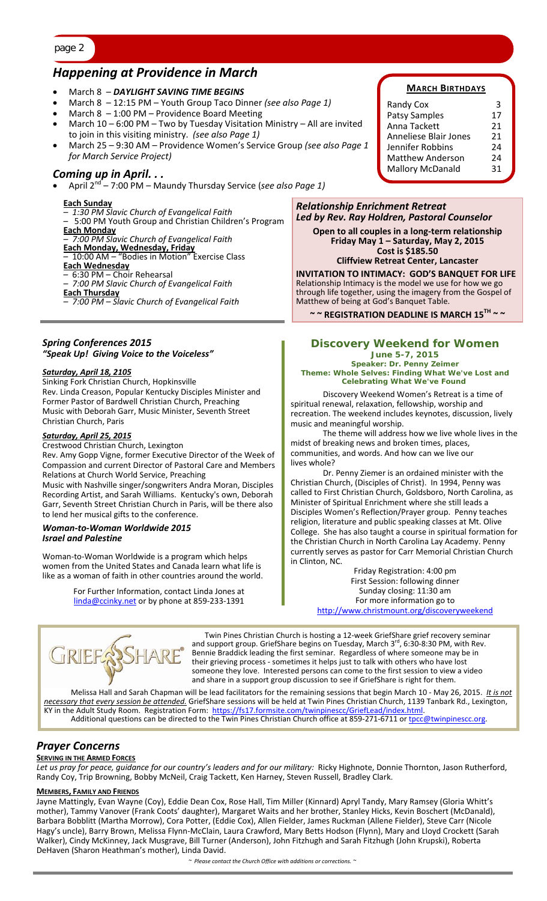## *Happening at Providence in March*

- March 8 – ***DAYLIGHT SAVING TIME BEGINS***
- March 8 – 12:15 PM – Youth Group Taco Dinner *(see also Page 1)*
- March 8 – 1:00 PM – Providence Board Meeting
- March 10 – 6:00 PM – Two by Tuesday Visitation Ministry – All are invited to join in this visiting ministry. *(see also Page 1)*
- March 25 – 9:30 AM – Providence Women's Service Group *(see also Page 1 for March Service Project)*

## *Coming up in April. . .*

- April 2nd – 7:00 PM – Maundy Thursday Service (*see also Page 1)*

**Each Sunday**
– *1:30 PM Slavic Church of Evangelical Faith*
– 5:00 PM Youth Group and Christian Children's Program
**Each Monday**
– *7:00 PM Slavic Church of Evangelical Faith*
**Each Monday, Wednesday, Friday**
– 10:00 AM – "Bodies in Motion" Exercise Class
**Each Wednesday**
– 6:30 PM – Choir Rehearsal
– *7:00 PM Slavic Church of Evangelical Faith*
**Each Thursday**
– *7:00 PM – Slavic Church of Evangelical Faith*

### MARCH BIRTHDAYS

| | |
|---|---|
| Randy Cox | 3 |
| Patsy Samples | 17 |
| Anna Tackett | 21 |
| Anneliese Blair Jones | 21 |
| Jennifer Robbins | 24 |
| Matthew Anderson | 24 |
| Mallory McDanald | 31 |

### *Relationship Enrichment Retreat*
### *Led by Rev. Ray Holdren, Pastoral Counselor*

**Open to all couples in a long-term relationship**
**Friday May 1 – Saturday, May 2, 2015**
**Cost is $185.50**
**Cliffview Retreat Center, Lancaster**

**INVITATION TO INTIMACY: GOD'S BANQUET FOR LIFE**
Relationship Intimacy is the model we use for how we go through life together, using the imagery from the Gospel of Matthew of being at God's Banquet Table.

**~ ~ REGISTRATION DEADLINE IS MARCH 15TH ~ ~**

### *Spring Conferences 2015*
### *"Speak Up! Giving Voice to the Voiceless"*

***Saturday, April 18, 2105***
Sinking Fork Christian Church, Hopkinsville
Rev. Linda Creason, Popular Kentucky Disciples Minister and Former Pastor of Bardwell Christian Church, Preaching
Music with Deborah Garr, Music Minister, Seventh Street Christian Church, Paris

***Saturday, April 25, 2015***
Crestwood Christian Church, Lexington
Rev. Amy Gopp Vigne, former Executive Director of the Week of Compassion and current Director of Pastoral Care and Members Relations at Church World Service, Preaching
Music with Nashville singer/songwriters Andra Moran, Disciples Recording Artist, and Sarah Williams. Kentucky's own, Deborah Garr, Seventh Street Christian Church in Paris, will be there also to lend her musical gifts to the conference.

### *Woman-to-Woman Worldwide 2015*
### *Israel and Palestine*

Woman-to-Woman Worldwide is a program which helps women from the United States and Canada learn what life is like as a woman of faith in other countries around the world.

For Further Information, contact Linda Jones at linda@ccinky.net or by phone at 859-233-1391

### Discovery Weekend for Women

**June 5-7, 2015**
**Speaker: Dr. Penny Zeimer**
**Theme: Whole Selves: Finding What We've Lost and Celebrating What We've Found**

Discovery Weekend Women's Retreat is a time of spiritual renewal, relaxation, fellowship, worship and recreation. The weekend includes keynotes, discussion, lively music and meaningful worship.

The theme will address how we live whole lives in the midst of breaking news and broken times, places, communities, and words. And how can we live our lives whole?

Dr. Penny Ziemer is an ordained minister with the Christian Church, (Disciples of Christ). In 1994, Penny was called to First Christian Church, Goldsboro, North Carolina, as Minister of Spiritual Enrichment where she still leads a Disciples Women's Reflection/Prayer group. Penny teaches religion, literature and public speaking classes at Mt. Olive College. She has also taught a course in spiritual formation for the Christian Church in North Carolina Lay Academy. Penny currently serves as pastor for Carr Memorial Christian Church in Clinton, NC.

Friday Registration: 4:00 pm
First Session: following dinner
Sunday closing: 11:30 am
For more information go to
http://www.christmount.org/discoveryweekend

GRIEFSHARE®

Twin Pines Christian Church is hosting a 12-week GriefShare grief recovery seminar and support group. GriefShare begins on Tuesday, March 3rd, 6:30-8:30 PM, with Rev. Bennie Braddick leading the first seminar. Regardless of where someone may be in their grieving process - sometimes it helps just to talk with others who have lost someone they love. Interested persons can come to the first session to view a video and share in a support group discussion to see if GriefShare is right for them.

Melissa Hall and Sarah Chapman will be lead facilitators for the remaining sessions that begin March 10 - May 26, 2015. *It is not necessary that every session be attended.* GriefShare sessions will be held at Twin Pines Christian Church, 1139 Tanbark Rd., Lexington, KY in the Adult Study Room. Registration Form: https://fs17.formsite.com/twinpinescc/GriefLead/index.html.
Additional questions can be directed to the Twin Pines Christian Church office at 859-271-6711 or tpcc@twinpinescc.org.

## *Prayer Concerns*

**SERVING IN THE ARMED FORCES**

*Let us pray for peace, guidance for our country's leaders and for our military:* Ricky Highnote, Donnie Thornton, Jason Rutherford, Randy Coy, Trip Browning, Bobby McNeil, Craig Tackett, Ken Harney, Steven Russell, Bradley Clark.

**MEMBERS, FAMILY AND FRIENDS**

Jayne Mattingly, Evan Wayne (Coy), Eddie Dean Cox, Rose Hall, Tim Miller (Kinnard) Apryl Tandy, Mary Ramsey (Gloria Whitt's mother), Tammy Vanover (Frank Coots' daughter), Margaret Waits and her brother, Stanley Hicks, Kevin Boschert (McDanald), Barbara Bobblitt (Martha Morrow), Cora Potter, (Eddie Cox), Allen Fielder, James Ruckman (Allene Fielder), Steve Carr (Nicole Hagy's uncle), Barry Brown, Melissa Flynn-McClain, Laura Crawford, Mary Betts Hodson (Flynn), Mary and Lloyd Crockett (Sarah Walker), Cindy McKinney, Jack Musgrave, Bill Turner (Anderson), John Fitzhugh and Sarah Fitzhugh (John Krupski), Roberta DeHaven (Sharon Heathman's mother), Linda David.

*~ Please contact the Church Office with additions or corrections. ~*